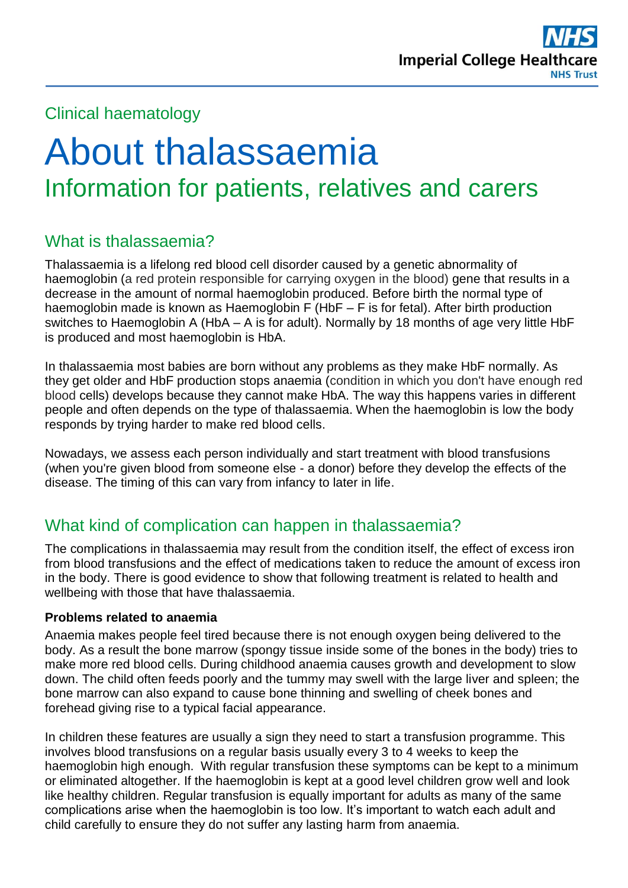Clinical haematology

# About thalassaemia

## Information for patients, relatives and carers

## What is thalassaemia?

Thalassaemia is a lifelong red blood cell disorder caused by a genetic abnormality of haemoglobin (a red protein responsible for carrying oxygen in the blood) gene that results in a decrease in the amount of normal haemoglobin produced. Before birth the normal type of haemoglobin made is known as Haemoglobin F (HbF – F is for fetal). After birth production switches to Haemoglobin A (HbA – A is for adult). Normally by 18 months of age very little HbF is produced and most haemoglobin is HbA.

In thalassaemia most babies are born without any problems as they make HbF normally. As they get older and HbF production stops anaemia (condition in which you don't have enough red blood cells) develops because they cannot make HbA. The way this happens varies in different people and often depends on the type of thalassaemia. When the haemoglobin is low the body responds by trying harder to make red blood cells.

Nowadays, we assess each person individually and start treatment with blood transfusions (when you're given blood from someone else - a donor) before they develop the effects of the disease. The timing of this can vary from infancy to later in life.

## What kind of complication can happen in thalassaemia?

The complications in thalassaemia may result from the condition itself, the effect of excess iron from blood transfusions and the effect of medications taken to reduce the amount of excess iron in the body. There is good evidence to show that following treatment is related to health and wellbeing with those that have thalassaemia.

**Problems related to anaemia**

Anaemia makes people feel tired because there is not enough oxygen being delivered to the body. As a result the bone marrow (spongy tissue inside some of the bones in the body) tries to make more red blood cells. During childhood anaemia causes growth and development to slow down. The child often feeds poorly and the tummy may swell with the large liver and spleen; the bone marrow can also expand to cause bone thinning and swelling of cheek bones and forehead giving rise to a typical facial appearance.

In children these features are usually a sign they need to start a transfusion programme. This involves blood transfusions on a regular basis usually every 3 to 4 weeks to keep the haemoglobin high enough. With regular transfusion these symptoms can be kept to a minimum or eliminated altogether. If the haemoglobin is kept at a good level children grow well and look like healthy children. Regular transfusion is equally important for adults as many of the same complications arise when the haemoglobin is too low. It's important to watch each adult and child carefully to ensure they do not suffer any lasting harm from anaemia.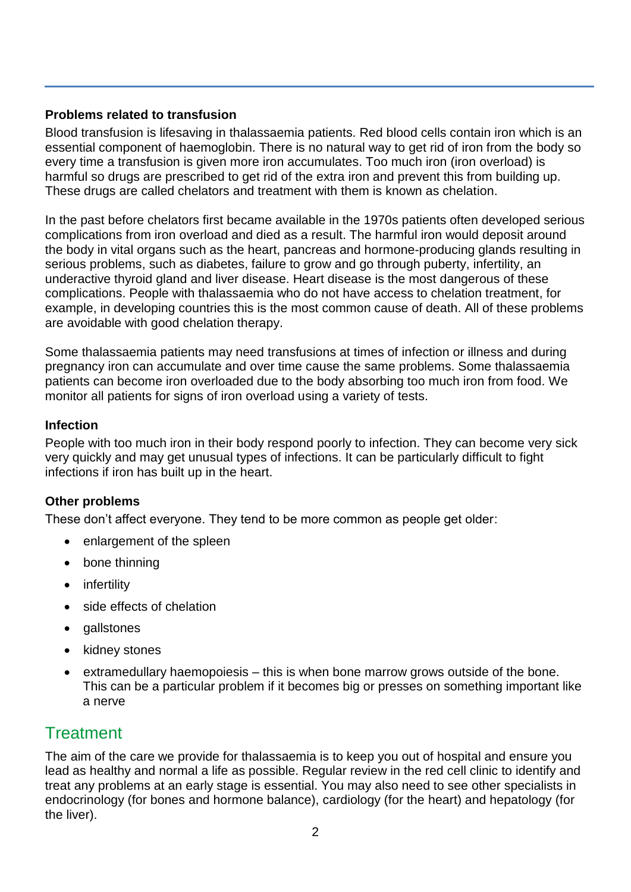### Problems related to transfusion

Blood transfusion is lifesaving in thalassaemia patients. Red blood cells contain iron which is an essential component of haemoglobin. There is no natural way to get rid of iron from the body so every time a transfusion is given more iron accumulates. Too much iron (iron overload) is harmful so drugs are prescribed to get rid of the extra iron and prevent this from building up. These drugs are called chelators and treatment with them is known as chelation.

In the past before chelators first became available in the 1970s patients often developed serious complications from iron overload and died as a result. The harmful iron would deposit around the body in vital organs such as the heart, pancreas and hormone-producing glands resulting in serious problems, such as diabetes, failure to grow and go through puberty, infertility, an underactive thyroid gland and liver disease. Heart disease is the most dangerous of these complications. People with thalassaemia who do not have access to chelation treatment, for example, in developing countries this is the most common cause of death. All of these problems are avoidable with good chelation therapy.

Some thalassaemia patients may need transfusions at times of infection or illness and during pregnancy iron can accumulate and over time cause the same problems. Some thalassaemia patients can become iron overloaded due to the body absorbing too much iron from food. We monitor all patients for signs of iron overload using a variety of tests.

### Infection

People with too much iron in their body respond poorly to infection. They can become very sick very quickly and may get unusual types of infections. It can be particularly difficult to fight infections if iron has built up in the heart.

### Other problems

These don't affect everyone. They tend to be more common as people get older:

- enlargement of the spleen
- bone thinning
- infertility
- side effects of chelation
- gallstones
- kidney stones
- extramedullary haemopoiesis – this is when bone marrow grows outside of the bone. This can be a particular problem if it becomes big or presses on something important like a nerve

## Treatment

The aim of the care we provide for thalassaemia is to keep you out of hospital and ensure you lead as healthy and normal a life as possible. Regular review in the red cell clinic to identify and treat any problems at an early stage is essential. You may also need to see other specialists in endocrinology (for bones and hormone balance), cardiology (for the heart) and hepatology (for the liver).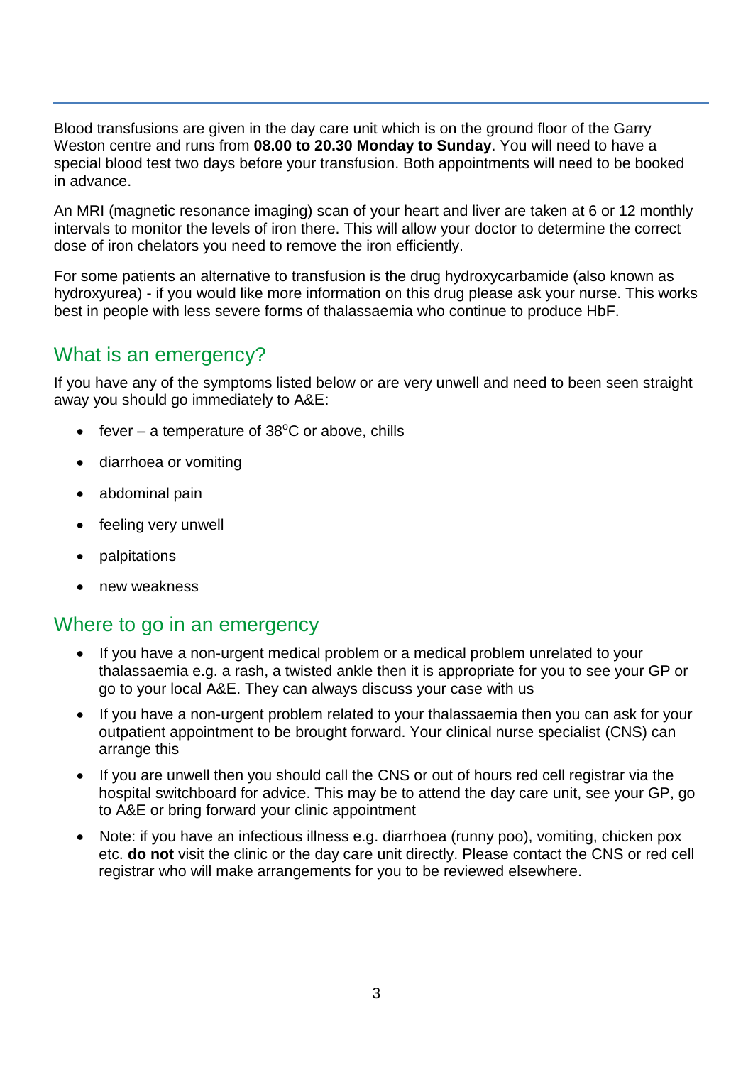Blood transfusions are given in the day care unit which is on the ground floor of the Garry Weston centre and runs from **08.00 to 20.30 Monday to Sunday**. You will need to have a special blood test two days before your transfusion. Both appointments will need to be booked in advance.

An MRI (magnetic resonance imaging) scan of your heart and liver are taken at 6 or 12 monthly intervals to monitor the levels of iron there. This will allow your doctor to determine the correct dose of iron chelators you need to remove the iron efficiently.

For some patients an alternative to transfusion is the drug hydroxycarbamide (also known as hydroxyurea) - if you would like more information on this drug please ask your nurse. This works best in people with less severe forms of thalassaemia who continue to produce HbF.

## What is an emergency?

If you have any of the symptoms listed below or are very unwell and need to been seen straight away you should go immediately to A&E:

- fever – a temperature of 38°C or above, chills
- diarrhoea or vomiting
- abdominal pain
- feeling very unwell
- palpitations
- new weakness

## Where to go in an emergency

- If you have a non-urgent medical problem or a medical problem unrelated to your thalassaemia e.g. a rash, a twisted ankle then it is appropriate for you to see your GP or go to your local A&E. They can always discuss your case with us
- If you have a non-urgent problem related to your thalassaemia then you can ask for your outpatient appointment to be brought forward. Your clinical nurse specialist (CNS) can arrange this
- If you are unwell then you should call the CNS or out of hours red cell registrar via the hospital switchboard for advice. This may be to attend the day care unit, see your GP, go to A&E or bring forward your clinic appointment
- Note: if you have an infectious illness e.g. diarrhoea (runny poo), vomiting, chicken pox etc. **do not** visit the clinic or the day care unit directly. Please contact the CNS or red cell registrar who will make arrangements for you to be reviewed elsewhere.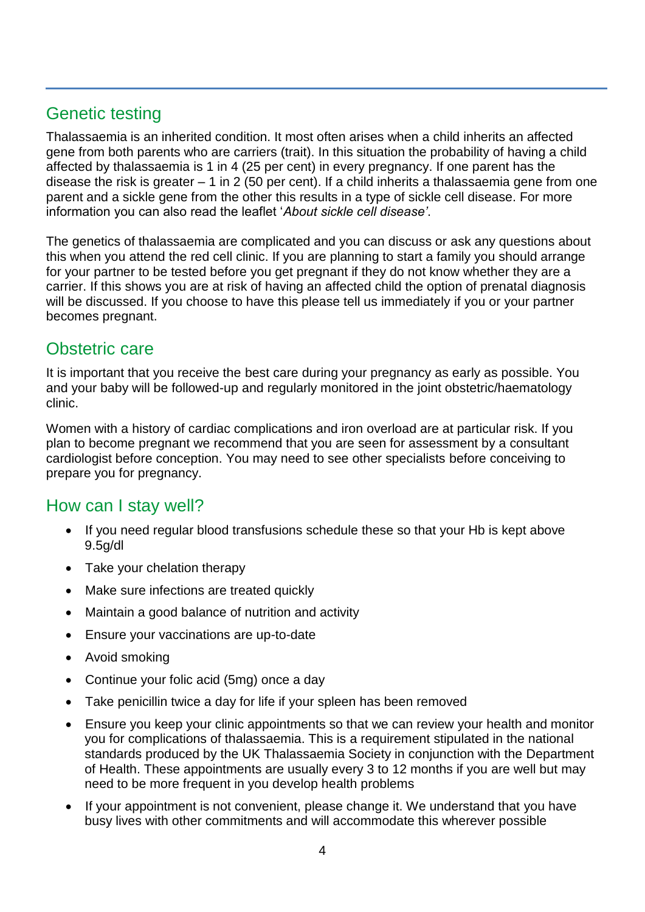## Genetic testing

Thalassaemia is an inherited condition. It most often arises when a child inherits an affected gene from both parents who are carriers (trait). In this situation the probability of having a child affected by thalassaemia is 1 in 4 (25 per cent) in every pregnancy. If one parent has the disease the risk is greater – 1 in 2 (50 per cent). If a child inherits a thalassaemia gene from one parent and a sickle gene from the other this results in a type of sickle cell disease. For more information you can also read the leaflet '*About sickle cell disease'*.

The genetics of thalassaemia are complicated and you can discuss or ask any questions about this when you attend the red cell clinic. If you are planning to start a family you should arrange for your partner to be tested before you get pregnant if they do not know whether they are a carrier. If this shows you are at risk of having an affected child the option of prenatal diagnosis will be discussed. If you choose to have this please tell us immediately if you or your partner becomes pregnant.

## Obstetric care

It is important that you receive the best care during your pregnancy as early as possible. You and your baby will be followed-up and regularly monitored in the joint obstetric/haematology clinic.

Women with a history of cardiac complications and iron overload are at particular risk. If you plan to become pregnant we recommend that you are seen for assessment by a consultant cardiologist before conception. You may need to see other specialists before conceiving to prepare you for pregnancy.

## How can I stay well?

- If you need regular blood transfusions schedule these so that your Hb is kept above 9.5g/dl
- Take your chelation therapy
- Make sure infections are treated quickly
- Maintain a good balance of nutrition and activity
- Ensure your vaccinations are up-to-date
- Avoid smoking
- Continue your folic acid (5mg) once a day
- Take penicillin twice a day for life if your spleen has been removed
- Ensure you keep your clinic appointments so that we can review your health and monitor you for complications of thalassaemia. This is a requirement stipulated in the national standards produced by the UK Thalassaemia Society in conjunction with the Department of Health. These appointments are usually every 3 to 12 months if you are well but may need to be more frequent in you develop health problems
- If your appointment is not convenient, please change it. We understand that you have busy lives with other commitments and will accommodate this wherever possible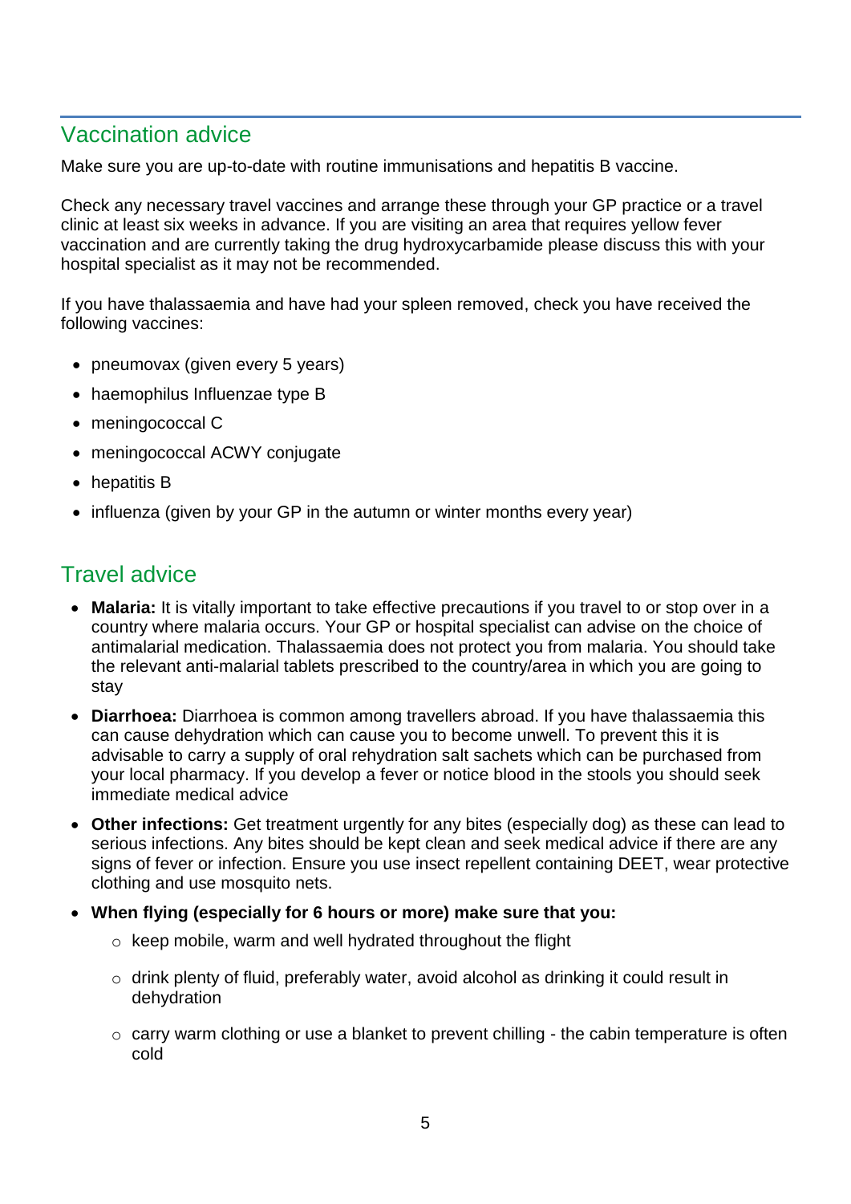## Vaccination advice

Make sure you are up-to-date with routine immunisations and hepatitis B vaccine.

Check any necessary travel vaccines and arrange these through your GP practice or a travel clinic at least six weeks in advance. If you are visiting an area that requires yellow fever vaccination and are currently taking the drug hydroxycarbamide please discuss this with your hospital specialist as it may not be recommended.

If you have thalassaemia and have had your spleen removed, check you have received the following vaccines:

- pneumovax (given every 5 years)
- haemophilus Influenzae type B
- meningococcal C
- meningococcal ACWY conjugate
- hepatitis B
- influenza (given by your GP in the autumn or winter months every year)

## Travel advice

- **Malaria:** It is vitally important to take effective precautions if you travel to or stop over in a country where malaria occurs. Your GP or hospital specialist can advise on the choice of antimalarial medication. Thalassaemia does not protect you from malaria. You should take the relevant anti-malarial tablets prescribed to the country/area in which you are going to stay
- **Diarrhoea:** Diarrhoea is common among travellers abroad. If you have thalassaemia this can cause dehydration which can cause you to become unwell. To prevent this it is advisable to carry a supply of oral rehydration salt sachets which can be purchased from your local pharmacy. If you develop a fever or notice blood in the stools you should seek immediate medical advice
- **Other infections:** Get treatment urgently for any bites (especially dog) as these can lead to serious infections. Any bites should be kept clean and seek medical advice if there are any signs of fever or infection. Ensure you use insect repellent containing DEET, wear protective clothing and use mosquito nets.
- **When flying (especially for 6 hours or more) make sure that you:**
  - keep mobile, warm and well hydrated throughout the flight
  - drink plenty of fluid, preferably water, avoid alcohol as drinking it could result in dehydration
  - carry warm clothing or use a blanket to prevent chilling - the cabin temperature is often cold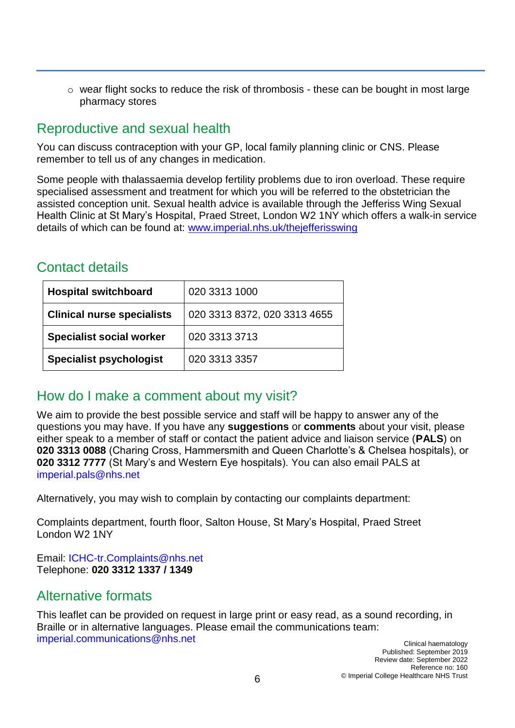- wear flight socks to reduce the risk of thrombosis - these can be bought in most large pharmacy stores

## Reproductive and sexual health

You can discuss contraception with your GP, local family planning clinic or CNS. Please remember to tell us of any changes in medication.

Some people with thalassaemia develop fertility problems due to iron overload. These require specialised assessment and treatment for which you will be referred to the obstetrician the assisted conception unit. Sexual health advice is available through the Jefferiss Wing Sexual Health Clinic at St Mary's Hospital, Praed Street, London W2 1NY which offers a walk-in service details of which can be found at: www.imperial.nhs.uk/thejefferisswing

## Contact details

| | |
|---|---|
| **Hospital switchboard** | 020 3313 1000 |
| **Clinical nurse specialists** | 020 3313 8372, 020 3313 4655 |
| **Specialist social worker** | 020 3313 3713 |
| **Specialist psychologist** | 020 3313 3357 |

## How do I make a comment about my visit?

We aim to provide the best possible service and staff will be happy to answer any of the questions you may have. If you have any **suggestions** or **comments** about your visit, please either speak to a member of staff or contact the patient advice and liaison service (**PALS**) on **020 3313 0088** (Charing Cross, Hammersmith and Queen Charlotte's & Chelsea hospitals), or **020 3312 7777** (St Mary's and Western Eye hospitals). You can also email PALS at imperial.pals@nhs.net

Alternatively, you may wish to complain by contacting our complaints department:

Complaints department, fourth floor, Salton House, St Mary's Hospital, Praed Street
London W2 1NY

Email: ICHC-tr.Complaints@nhs.net
Telephone: **020 3312 1337 / 1349**

## Alternative formats

This leaflet can be provided on request in large print or easy read, as a sound recording, in Braille or in alternative languages. Please email the communications team: imperial.communications@nhs.net

Clinical haematology
Published: September 2019
Review date: September 2022
Reference no: 160
© Imperial College Healthcare NHS Trust